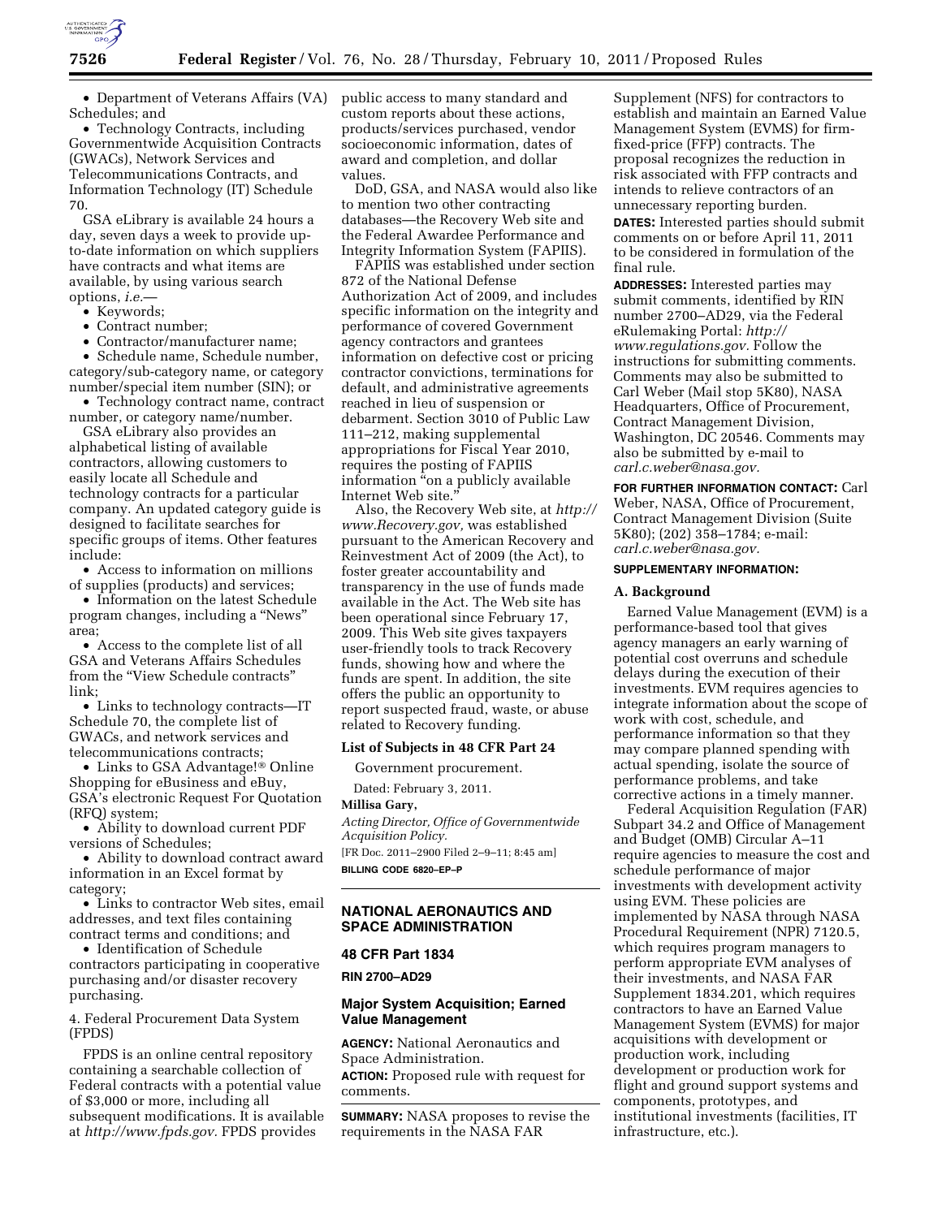• Department of Veterans Affairs (VA) Schedules; and

• Technology Contracts, including Governmentwide Acquisition Contracts (GWACs), Network Services and Telecommunications Contracts, and Information Technology (IT) Schedule 70.

GSA eLibrary is available 24 hours a day, seven days a week to provide up-to-date information on which suppliers have contracts and what items are available, by using various search options, *i.e.*—

• Keywords;
• Contract number;
• Contractor/manufacturer name;
• Schedule name, Schedule number, category/sub-category name, or category number/special item number (SIN); or
• Technology contract name, contract number, or category name/number.

GSA eLibrary also provides an alphabetical listing of available contractors, allowing customers to easily locate all Schedule and technology contracts for a particular company. An updated category guide is designed to facilitate searches for specific groups of items. Other features include:

• Access to information on millions of supplies (products) and services;
• Information on the latest Schedule program changes, including a "News" area;
• Access to the complete list of all GSA and Veterans Affairs Schedules from the "View Schedule contracts" link;
• Links to technology contracts—IT Schedule 70, the complete list of GWACs, and network services and telecommunications contracts;
• Links to GSA Advantage!® Online Shopping for eBusiness and eBuy, GSA's electronic Request For Quotation (RFQ) system;
• Ability to download current PDF versions of Schedules;
• Ability to download contract award information in an Excel format by category;
• Links to contractor Web sites, email addresses, and text files containing contract terms and conditions; and
• Identification of Schedule contractors participating in cooperative purchasing and/or disaster recovery purchasing.

4. Federal Procurement Data System (FPDS)

FPDS is an online central repository containing a searchable collection of Federal contracts with a potential value of $3,000 or more, including all subsequent modifications. It is available at *http://www.fpds.gov.* FPDS provides public access to many standard and custom reports about these actions, products/services purchased, vendor socioeconomic information, dates of award and completion, and dollar values.

DoD, GSA, and NASA would also like to mention two other contracting databases—the Recovery Web site and the Federal Awardee Performance and Integrity Information System (FAPIIS).

FAPIIS was established under section 872 of the National Defense Authorization Act of 2009, and includes specific information on the integrity and performance of covered Government agency contractors and grantees information on defective cost or pricing contractor convictions, terminations for default, and administrative agreements reached in lieu of suspension or debarment. Section 3010 of Public Law 111–212, making supplemental appropriations for Fiscal Year 2010, requires the posting of FAPIIS information "on a publicly available Internet Web site."

Also, the Recovery Web site, at *http://www.Recovery.gov,* was established pursuant to the American Recovery and Reinvestment Act of 2009 (the Act), to foster greater accountability and transparency in the use of funds made available in the Act. The Web site has been operational since February 17, 2009. This Web site gives taxpayers user-friendly tools to track Recovery funds, showing how and where the funds are spent. In addition, the site offers the public an opportunity to report suspected fraud, waste, or abuse related to Recovery funding.

**List of Subjects in 48 CFR Part 24**

Government procurement.

Dated: February 3, 2011.

**Millisa Gary,**

*Acting Director, Office of Governmentwide Acquisition Policy.*

[FR Doc. 2011–2900 Filed 2–9–11; 8:45 am]

**BILLING CODE 6820–EP–P**

---

## NATIONAL AERONAUTICS AND SPACE ADMINISTRATION

### 48 CFR Part 1834

**RIN 2700–AD29**

### Major System Acquisition; Earned Value Management

**AGENCY:** National Aeronautics and Space Administration.

**ACTION:** Proposed rule with request for comments.

**SUMMARY:** NASA proposes to revise the requirements in the NASA FAR Supplement (NFS) for contractors to establish and maintain an Earned Value Management System (EVMS) for firm-fixed-price (FFP) contracts. The proposal recognizes the reduction in risk associated with FFP contracts and intends to relieve contractors of an unnecessary reporting burden.

**DATES:** Interested parties should submit comments on or before April 11, 2011 to be considered in formulation of the final rule.

**ADDRESSES:** Interested parties may submit comments, identified by RIN number 2700–AD29, via the Federal eRulemaking Portal: *http://www.regulations.gov.* Follow the instructions for submitting comments. Comments may also be submitted to Carl Weber (Mail stop 5K80), NASA Headquarters, Office of Procurement, Contract Management Division, Washington, DC 20546. Comments may also be submitted by e-mail to *carl.c.weber@nasa.gov.*

**FOR FURTHER INFORMATION CONTACT:** Carl Weber, NASA, Office of Procurement, Contract Management Division (Suite 5K80); (202) 358–1784; e-mail: *carl.c.weber@nasa.gov.*

**SUPPLEMENTARY INFORMATION:**

**A. Background**

Earned Value Management (EVM) is a performance-based tool that gives agency managers an early warning of potential cost overruns and schedule delays during the execution of their investments. EVM requires agencies to integrate information about the scope of work with cost, schedule, and performance information so that they may compare planned spending with actual spending, isolate the source of performance problems, and take corrective actions in a timely manner.

Federal Acquisition Regulation (FAR) Subpart 34.2 and Office of Management and Budget (OMB) Circular A–11 require agencies to measure the cost and schedule performance of major investments with development activity using EVM. These policies are implemented by NASA through NASA Procedural Requirement (NPR) 7120.5, which requires program managers to perform appropriate EVM analyses of their investments, and NASA FAR Supplement 1834.201, which requires contractors to have an Earned Value Management System (EVMS) for major acquisitions with development or production work, including development or production work for flight and ground support systems and components, prototypes, and institutional investments (facilities, IT infrastructure, etc.).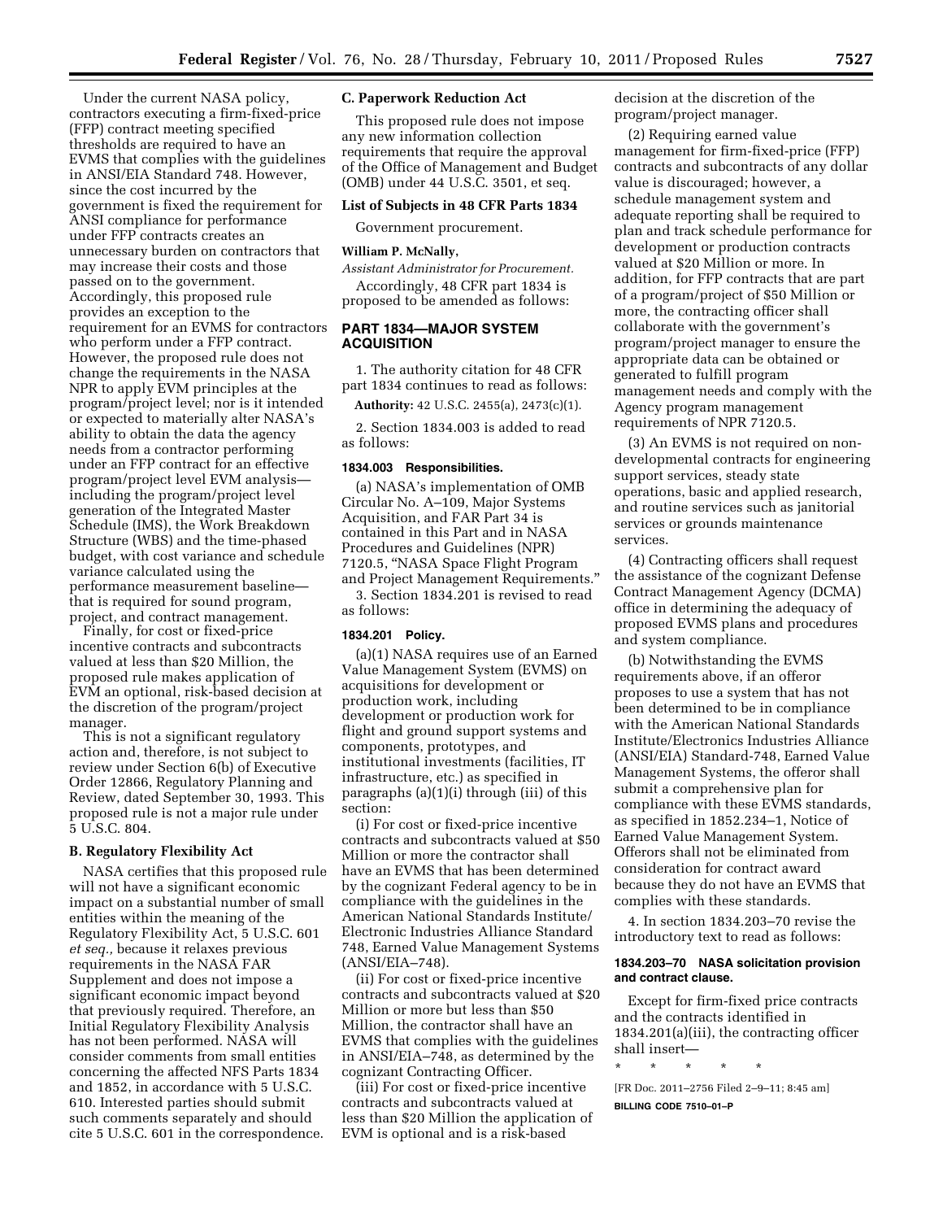Under the current NASA policy, contractors executing a firm-fixed-price (FFP) contract meeting specified thresholds are required to have an EVMS that complies with the guidelines in ANSI/EIA Standard 748. However, since the cost incurred by the government is fixed the requirement for ANSI compliance for performance under FFP contracts creates an unnecessary burden on contractors that may increase their costs and those passed on to the government. Accordingly, this proposed rule provides an exception to the requirement for an EVMS for contractors who perform under a FFP contract. However, the proposed rule does not change the requirements in the NASA NPR to apply EVM principles at the program/project level; nor is it intended or expected to materially alter NASA's ability to obtain the data the agency needs from a contractor performing under an FFP contract for an effective program/project level EVM analysis—including the program/project level generation of the Integrated Master Schedule (IMS), the Work Breakdown Structure (WBS) and the time-phased budget, with cost variance and schedule variance calculated using the performance measurement baseline—that is required for sound program, project, and contract management.

Finally, for cost or fixed-price incentive contracts and subcontracts valued at less than $20 Million, the proposed rule makes application of EVM an optional, risk-based decision at the discretion of the program/project manager.

This is not a significant regulatory action and, therefore, is not subject to review under Section 6(b) of Executive Order 12866, Regulatory Planning and Review, dated September 30, 1993. This proposed rule is not a major rule under 5 U.S.C. 804.

### B. Regulatory Flexibility Act

NASA certifies that this proposed rule will not have a significant economic impact on a substantial number of small entities within the meaning of the Regulatory Flexibility Act, 5 U.S.C. 601 *et seq.,* because it relaxes previous requirements in the NASA FAR Supplement and does not impose a significant economic impact beyond that previously required. Therefore, an Initial Regulatory Flexibility Analysis has not been performed. NASA will consider comments from small entities concerning the affected NFS Parts 1834 and 1852, in accordance with 5 U.S.C. 610. Interested parties should submit such comments separately and should cite 5 U.S.C. 601 in the correspondence.

### C. Paperwork Reduction Act

This proposed rule does not impose any new information collection requirements that require the approval of the Office of Management and Budget (OMB) under 44 U.S.C. 3501, et seq.

### List of Subjects in 48 CFR Parts 1834

Government procurement.

**William P. McNally,**

*Assistant Administrator for Procurement.*

Accordingly, 48 CFR part 1834 is proposed to be amended as follows:

## PART 1834—MAJOR SYSTEM ACQUISITION

1. The authority citation for 48 CFR part 1834 continues to read as follows:

**Authority:** 42 U.S.C. 2455(a), 2473(c)(1).

2. Section 1834.003 is added to read as follows:

#### 1834.003 Responsibilities.

(a) NASA's implementation of OMB Circular No. A–109, Major Systems Acquisition, and FAR Part 34 is contained in this Part and in NASA Procedures and Guidelines (NPR) 7120.5, "NASA Space Flight Program and Project Management Requirements."

3. Section 1834.201 is revised to read as follows:

#### 1834.201 Policy.

(a)(1) NASA requires use of an Earned Value Management System (EVMS) on acquisitions for development or production work, including development or production work for flight and ground support systems and components, prototypes, and institutional investments (facilities, IT infrastructure, etc.) as specified in paragraphs (a)(1)(i) through (iii) of this section:

(i) For cost or fixed-price incentive contracts and subcontracts valued at $50 Million or more the contractor shall have an EVMS that has been determined by the cognizant Federal agency to be in compliance with the guidelines in the American National Standards Institute/Electronic Industries Alliance Standard 748, Earned Value Management Systems (ANSI/EIA–748).

(ii) For cost or fixed-price incentive contracts and subcontracts valued at $20 Million or more but less than $50 Million, the contractor shall have an EVMS that complies with the guidelines in ANSI/EIA–748, as determined by the cognizant Contracting Officer.

(iii) For cost or fixed-price incentive contracts and subcontracts valued at less than $20 Million the application of EVM is optional and is a risk-based decision at the discretion of the program/project manager.

(2) Requiring earned value management for firm-fixed-price (FFP) contracts and subcontracts of any dollar value is discouraged; however, a schedule management system and adequate reporting shall be required to plan and track schedule performance for development or production contracts valued at $20 Million or more. In addition, for FFP contracts that are part of a program/project of $50 Million or more, the contracting officer shall collaborate with the government's program/project manager to ensure the appropriate data can be obtained or generated to fulfill program management needs and comply with the Agency program management requirements of NPR 7120.5.

(3) An EVMS is not required on non-developmental contracts for engineering support services, steady state operations, basic and applied research, and routine services such as janitorial services or grounds maintenance services.

(4) Contracting officers shall request the assistance of the cognizant Defense Contract Management Agency (DCMA) office in determining the adequacy of proposed EVMS plans and procedures and system compliance.

(b) Notwithstanding the EVMS requirements above, if an offeror proposes to use a system that has not been determined to be in compliance with the American National Standards Institute/Electronics Industries Alliance (ANSI/EIA) Standard-748, Earned Value Management Systems, the offeror shall submit a comprehensive plan for compliance with these EVMS standards, as specified in 1852.234–1, Notice of Earned Value Management System. Offerors shall not be eliminated from consideration for contract award because they do not have an EVMS that complies with these standards.

4. In section 1834.203–70 revise the introductory text to read as follows:

#### 1834.203–70 NASA solicitation provision and contract clause.

Except for firm-fixed price contracts and the contracts identified in 1834.201(a)(iii), the contracting officer shall insert—

\* \* \* \* \*

[FR Doc. 2011–2756 Filed 2–9–11; 8:45 am]

**BILLING CODE 7510–01–P**